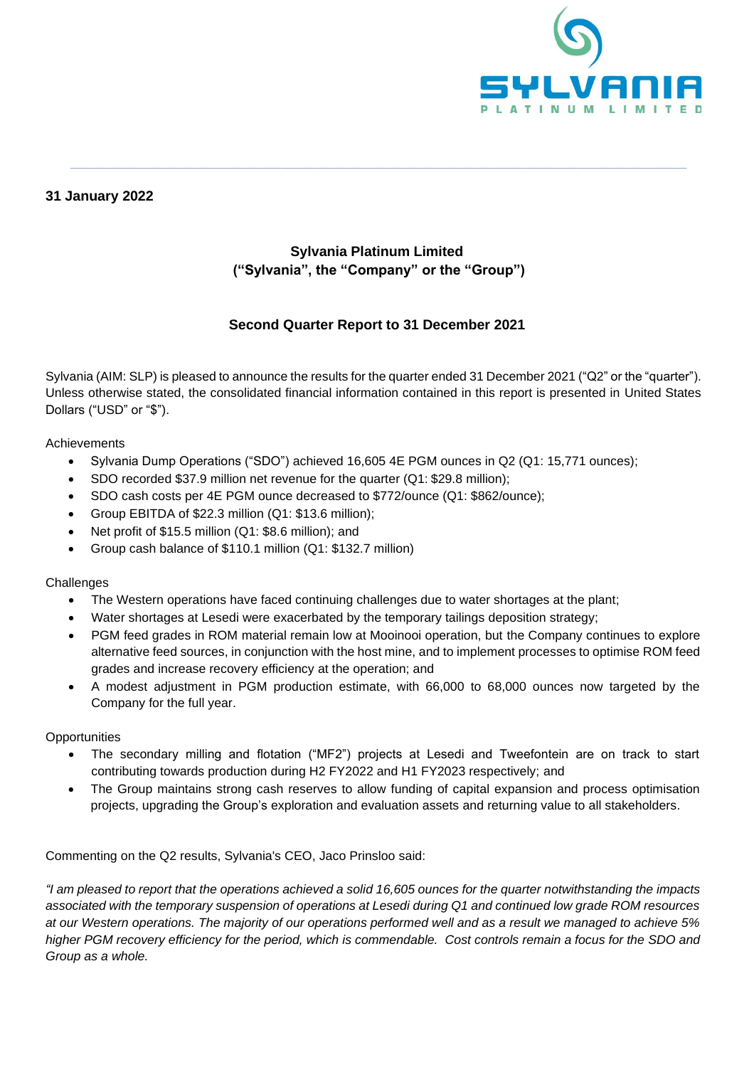**31 January 2022**

**Sylvania Platinum Limited**
**("Sylvania", the "Company" or the "Group")**

**Second Quarter Report to 31 December 2021**

Sylvania (AIM: SLP) is pleased to announce the results for the quarter ended 31 December 2021 ("Q2" or the "quarter"). Unless otherwise stated, the consolidated financial information contained in this report is presented in United States Dollars ("USD" or "$").

Achievements

- Sylvania Dump Operations ("SDO") achieved 16,605 4E PGM ounces in Q2 (Q1: 15,771 ounces);
- SDO recorded $37.9 million net revenue for the quarter (Q1: $29.8 million);
- SDO cash costs per 4E PGM ounce decreased to $772/ounce (Q1: $862/ounce);
- Group EBITDA of $22.3 million (Q1: $13.6 million);
- Net profit of $15.5 million (Q1: $8.6 million); and
- Group cash balance of $110.1 million (Q1: $132.7 million)

Challenges

- The Western operations have faced continuing challenges due to water shortages at the plant;
- Water shortages at Lesedi were exacerbated by the temporary tailings deposition strategy;
- PGM feed grades in ROM material remain low at Mooinooi operation, but the Company continues to explore alternative feed sources, in conjunction with the host mine, and to implement processes to optimise ROM feed grades and increase recovery efficiency at the operation; and
- A modest adjustment in PGM production estimate, with 66,000 to 68,000 ounces now targeted by the Company for the full year.

Opportunities

- The secondary milling and flotation ("MF2") projects at Lesedi and Tweefontein are on track to start contributing towards production during H2 FY2022 and H1 FY2023 respectively; and
- The Group maintains strong cash reserves to allow funding of capital expansion and process optimisation projects, upgrading the Group's exploration and evaluation assets and returning value to all stakeholders.

Commenting on the Q2 results, Sylvania's CEO, Jaco Prinsloo said:

*"I am pleased to report that the operations achieved a solid 16,605 ounces for the quarter notwithstanding the impacts associated with the temporary suspension of operations at Lesedi during Q1 and continued low grade ROM resources at our Western operations. The majority of our operations performed well and as a result we managed to achieve 5% higher PGM recovery efficiency for the period, which is commendable. Cost controls remain a focus for the SDO and Group as a whole.*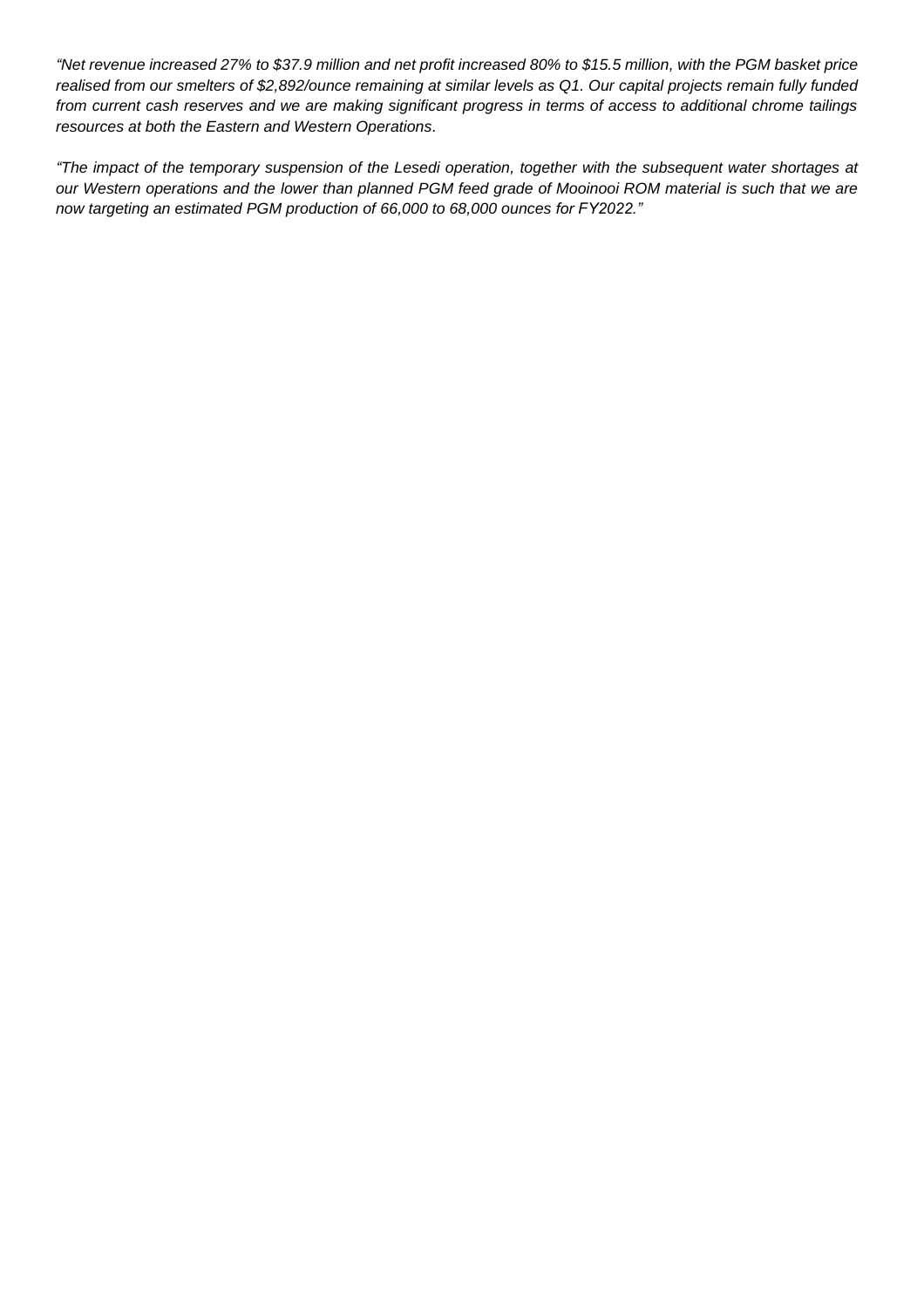*"Net revenue increased 27% to $37.9 million and net profit increased 80% to $15.5 million, with the PGM basket price realised from our smelters of $2,892/ounce remaining at similar levels as Q1. Our capital projects remain fully funded from current cash reserves and we are making significant progress in terms of access to additional chrome tailings resources at both the Eastern and Western Operations.*

*"The impact of the temporary suspension of the Lesedi operation, together with the subsequent water shortages at our Western operations and the lower than planned PGM feed grade of Mooinooi ROM material is such that we are now targeting an estimated PGM production of 66,000 to 68,000 ounces for FY2022."*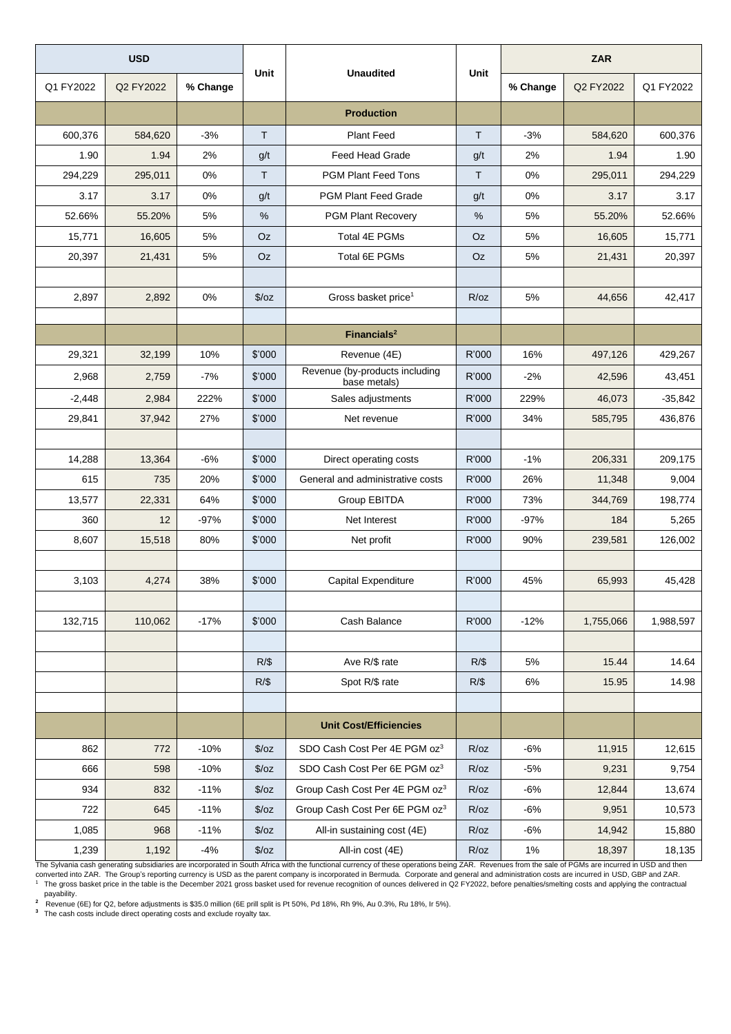| USD | | | Unit | Unaudited | Unit | ZAR | | |
|---|---|---|---|---|---|---|---|---|
| Q1 FY2022 | Q2 FY2022 | % Change | | | | % Change | Q2 FY2022 | Q1 FY2022 |
| | | | | **Production** | | | | |
| 600,376 | 584,620 | -3% | T | Plant Feed | T | -3% | 584,620 | 600,376 |
| 1.90 | 1.94 | 2% | g/t | Feed Head Grade | g/t | 2% | 1.94 | 1.90 |
| 294,229 | 295,011 | 0% | T | PGM Plant Feed Tons | T | 0% | 295,011 | 294,229 |
| 3.17 | 3.17 | 0% | g/t | PGM Plant Feed Grade | g/t | 0% | 3.17 | 3.17 |
| 52.66% | 55.20% | 5% | % | PGM Plant Recovery | % | 5% | 55.20% | 52.66% |
| 15,771 | 16,605 | 5% | Oz | Total 4E PGMs | Oz | 5% | 16,605 | 15,771 |
| 20,397 | 21,431 | 5% | Oz | Total 6E PGMs | Oz | 5% | 21,431 | 20,397 |
| | | | | | | | | |
| 2,897 | 2,892 | 0% | $/oz | Gross basket price[1] | R/oz | 5% | 44,656 | 42,417 |
| | | | | | | | | |
| | | | | **Financials[2]** | | | | |
| 29,321 | 32,199 | 10% | $'000 | Revenue (4E) | R'000 | 16% | 497,126 | 429,267 |
| 2,968 | 2,759 | -7% | $'000 | Revenue (by-products including base metals) | R'000 | -2% | 42,596 | 43,451 |
| -2,448 | 2,984 | 222% | $'000 | Sales adjustments | R'000 | 229% | 46,073 | -35,842 |
| 29,841 | 37,942 | 27% | $'000 | Net revenue | R'000 | 34% | 585,795 | 436,876 |
| | | | | | | | | |
| 14,288 | 13,364 | -6% | $'000 | Direct operating costs | R'000 | -1% | 206,331 | 209,175 |
| 615 | 735 | 20% | $'000 | General and administrative costs | R'000 | 26% | 11,348 | 9,004 |
| 13,577 | 22,331 | 64% | $'000 | Group EBITDA | R'000 | 73% | 344,769 | 198,774 |
| 360 | 12 | -97% | $'000 | Net Interest | R'000 | -97% | 184 | 5,265 |
| 8,607 | 15,518 | 80% | $'000 | Net profit | R'000 | 90% | 239,581 | 126,002 |
| | | | | | | | | |
| 3,103 | 4,274 | 38% | $'000 | Capital Expenditure | R'000 | 45% | 65,993 | 45,428 |
| | | | | | | | | |
| 132,715 | 110,062 | -17% | $'000 | Cash Balance | R'000 | -12% | 1,755,066 | 1,988,597 |
| | | | | | | | | |
| | | | R/$ | Ave R/$ rate | R/$ | 5% | 15.44 | 14.64 |
| | | | R/$ | Spot R/$ rate | R/$ | 6% | 15.95 | 14.98 |
| | | | | | | | | |
| | | | | **Unit Cost/Efficiencies** | | | | |
| 862 | 772 | -10% | $/oz | SDO Cash Cost Per 4E PGM oz[3] | R/oz | -6% | 11,915 | 12,615 |
| 666 | 598 | -10% | $/oz | SDO Cash Cost Per 6E PGM oz[3] | R/oz | -5% | 9,231 | 9,754 |
| 934 | 832 | -11% | $/oz | Group Cash Cost Per 4E PGM oz[3] | R/oz | -6% | 12,844 | 13,674 |
| 722 | 645 | -11% | $/oz | Group Cash Cost Per 6E PGM oz[3] | R/oz | -6% | 9,951 | 10,573 |
| 1,085 | 968 | -11% | $/oz | All-in sustaining cost (4E) | R/oz | -6% | 14,942 | 15,880 |
| 1,239 | 1,192 | -4% | $/oz | All-in cost (4E) | R/oz | 1% | 18,397 | 18,135 |

The Sylvania cash generating subsidiaries are incorporated in South Africa with the functional currency of these operations being ZAR. Revenues from the sale of PGMs are incurred in USD and then converted into ZAR. The Group's reporting currency is USD as the parent company is incorporated in Bermuda. Corporate and general and administration costs are incurred in USD, GBP and ZAR.

[1] The gross basket price in the table is the December 2021 gross basket used for revenue recognition of ounces delivered in Q2 FY2022, before penalties/smelting costs and applying the contractual payability.

[2] Revenue (6E) for Q2, before adjustments is $35.0 million (6E prill split is Pt 50%, Pd 18%, Rh 9%, Au 0.3%, Ru 18%, Ir 5%).

[3] The cash costs include direct operating costs and exclude royalty tax.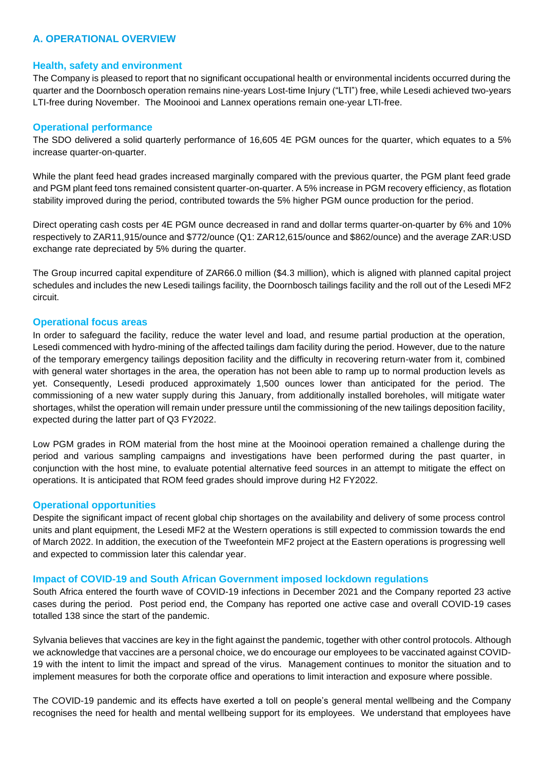## A. OPERATIONAL OVERVIEW

### Health, safety and environment

The Company is pleased to report that no significant occupational health or environmental incidents occurred during the quarter and the Doornbosch operation remains nine-years Lost-time Injury ("LTI") free, while Lesedi achieved two-years LTI-free during November. The Mooinooi and Lannex operations remain one-year LTI-free.

### Operational performance

The SDO delivered a solid quarterly performance of 16,605 4E PGM ounces for the quarter, which equates to a 5% increase quarter-on-quarter.

While the plant feed head grades increased marginally compared with the previous quarter, the PGM plant feed grade and PGM plant feed tons remained consistent quarter-on-quarter. A 5% increase in PGM recovery efficiency, as flotation stability improved during the period, contributed towards the 5% higher PGM ounce production for the period.

Direct operating cash costs per 4E PGM ounce decreased in rand and dollar terms quarter-on-quarter by 6% and 10% respectively to ZAR11,915/ounce and $772/ounce (Q1: ZAR12,615/ounce and $862/ounce) and the average ZAR:USD exchange rate depreciated by 5% during the quarter.

The Group incurred capital expenditure of ZAR66.0 million ($4.3 million), which is aligned with planned capital project schedules and includes the new Lesedi tailings facility, the Doornbosch tailings facility and the roll out of the Lesedi MF2 circuit.

### Operational focus areas

In order to safeguard the facility, reduce the water level and load, and resume partial production at the operation, Lesedi commenced with hydro-mining of the affected tailings dam facility during the period. However, due to the nature of the temporary emergency tailings deposition facility and the difficulty in recovering return-water from it, combined with general water shortages in the area, the operation has not been able to ramp up to normal production levels as yet. Consequently, Lesedi produced approximately 1,500 ounces lower than anticipated for the period. The commissioning of a new water supply during this January, from additionally installed boreholes, will mitigate water shortages, whilst the operation will remain under pressure until the commissioning of the new tailings deposition facility, expected during the latter part of Q3 FY2022.

Low PGM grades in ROM material from the host mine at the Mooinooi operation remained a challenge during the period and various sampling campaigns and investigations have been performed during the past quarter, in conjunction with the host mine, to evaluate potential alternative feed sources in an attempt to mitigate the effect on operations. It is anticipated that ROM feed grades should improve during H2 FY2022.

### Operational opportunities

Despite the significant impact of recent global chip shortages on the availability and delivery of some process control units and plant equipment, the Lesedi MF2 at the Western operations is still expected to commission towards the end of March 2022. In addition, the execution of the Tweefontein MF2 project at the Eastern operations is progressing well and expected to commission later this calendar year.

### Impact of COVID-19 and South African Government imposed lockdown regulations

South Africa entered the fourth wave of COVID-19 infections in December 2021 and the Company reported 23 active cases during the period. Post period end, the Company has reported one active case and overall COVID-19 cases totalled 138 since the start of the pandemic.

Sylvania believes that vaccines are key in the fight against the pandemic, together with other control protocols. Although we acknowledge that vaccines are a personal choice, we do encourage our employees to be vaccinated against COVID-19 with the intent to limit the impact and spread of the virus. Management continues to monitor the situation and to implement measures for both the corporate office and operations to limit interaction and exposure where possible.

The COVID-19 pandemic and its effects have exerted a toll on people's general mental wellbeing and the Company recognises the need for health and mental wellbeing support for its employees. We understand that employees have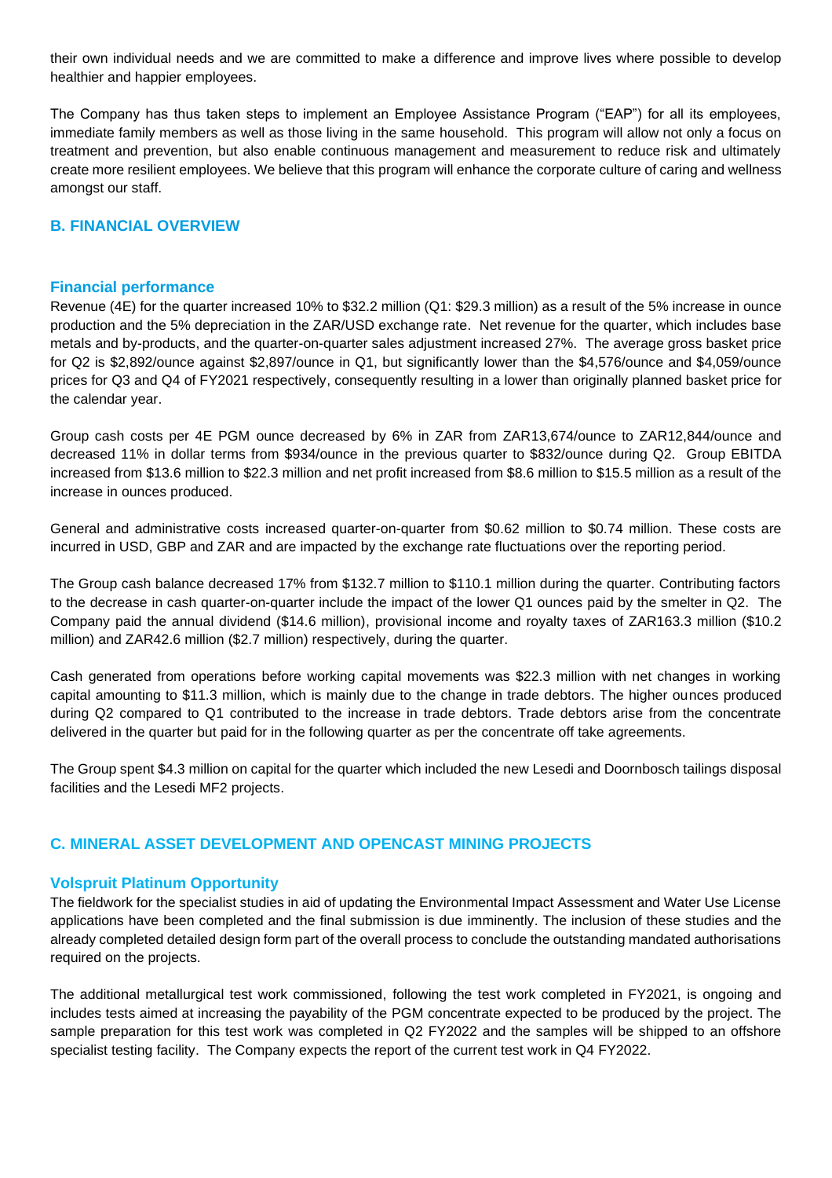their own individual needs and we are committed to make a difference and improve lives where possible to develop healthier and happier employees.

The Company has thus taken steps to implement an Employee Assistance Program ("EAP") for all its employees, immediate family members as well as those living in the same household. This program will allow not only a focus on treatment and prevention, but also enable continuous management and measurement to reduce risk and ultimately create more resilient employees. We believe that this program will enhance the corporate culture of caring and wellness amongst our staff.

## B. FINANCIAL OVERVIEW

### Financial performance

Revenue (4E) for the quarter increased 10% to $32.2 million (Q1: $29.3 million) as a result of the 5% increase in ounce production and the 5% depreciation in the ZAR/USD exchange rate. Net revenue for the quarter, which includes base metals and by-products, and the quarter-on-quarter sales adjustment increased 27%. The average gross basket price for Q2 is $2,892/ounce against $2,897/ounce in Q1, but significantly lower than the $4,576/ounce and $4,059/ounce prices for Q3 and Q4 of FY2021 respectively, consequently resulting in a lower than originally planned basket price for the calendar year.

Group cash costs per 4E PGM ounce decreased by 6% in ZAR from ZAR13,674/ounce to ZAR12,844/ounce and decreased 11% in dollar terms from $934/ounce in the previous quarter to $832/ounce during Q2. Group EBITDA increased from $13.6 million to $22.3 million and net profit increased from $8.6 million to $15.5 million as a result of the increase in ounces produced.

General and administrative costs increased quarter-on-quarter from $0.62 million to $0.74 million. These costs are incurred in USD, GBP and ZAR and are impacted by the exchange rate fluctuations over the reporting period.

The Group cash balance decreased 17% from $132.7 million to $110.1 million during the quarter. Contributing factors to the decrease in cash quarter-on-quarter include the impact of the lower Q1 ounces paid by the smelter in Q2. The Company paid the annual dividend ($14.6 million), provisional income and royalty taxes of ZAR163.3 million ($10.2 million) and ZAR42.6 million ($2.7 million) respectively, during the quarter.

Cash generated from operations before working capital movements was $22.3 million with net changes in working capital amounting to $11.3 million, which is mainly due to the change in trade debtors. The higher ounces produced during Q2 compared to Q1 contributed to the increase in trade debtors. Trade debtors arise from the concentrate delivered in the quarter but paid for in the following quarter as per the concentrate off take agreements.

The Group spent $4.3 million on capital for the quarter which included the new Lesedi and Doornbosch tailings disposal facilities and the Lesedi MF2 projects.

## C. MINERAL ASSET DEVELOPMENT AND OPENCAST MINING PROJECTS

### Volspruit Platinum Opportunity

The fieldwork for the specialist studies in aid of updating the Environmental Impact Assessment and Water Use License applications have been completed and the final submission is due imminently. The inclusion of these studies and the already completed detailed design form part of the overall process to conclude the outstanding mandated authorisations required on the projects.

The additional metallurgical test work commissioned, following the test work completed in FY2021, is ongoing and includes tests aimed at increasing the payability of the PGM concentrate expected to be produced by the project. The sample preparation for this test work was completed in Q2 FY2022 and the samples will be shipped to an offshore specialist testing facility. The Company expects the report of the current test work in Q4 FY2022.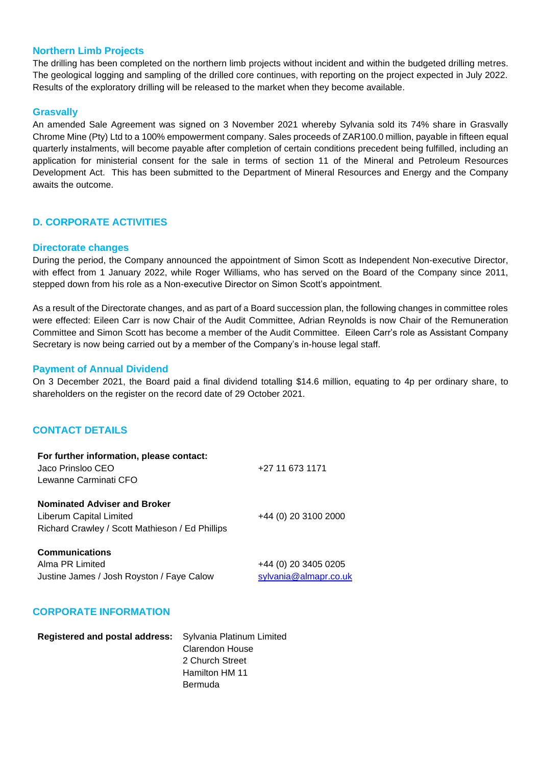### Northern Limb Projects

The drilling has been completed on the northern limb projects without incident and within the budgeted drilling metres. The geological logging and sampling of the drilled core continues, with reporting on the project expected in July 2022. Results of the exploratory drilling will be released to the market when they become available.

### Grasvally

An amended Sale Agreement was signed on 3 November 2021 whereby Sylvania sold its 74% share in Grasvally Chrome Mine (Pty) Ltd to a 100% empowerment company. Sales proceeds of ZAR100.0 million, payable in fifteen equal quarterly instalments, will become payable after completion of certain conditions precedent being fulfilled, including an application for ministerial consent for the sale in terms of section 11 of the Mineral and Petroleum Resources Development Act. This has been submitted to the Department of Mineral Resources and Energy and the Company awaits the outcome.

## D. CORPORATE ACTIVITIES

### Directorate changes

During the period, the Company announced the appointment of Simon Scott as Independent Non-executive Director, with effect from 1 January 2022, while Roger Williams, who has served on the Board of the Company since 2011, stepped down from his role as a Non-executive Director on Simon Scott's appointment.

As a result of the Directorate changes, and as part of a Board succession plan, the following changes in committee roles were effected: Eileen Carr is now Chair of the Audit Committee, Adrian Reynolds is now Chair of the Remuneration Committee and Simon Scott has become a member of the Audit Committee. Eileen Carr's role as Assistant Company Secretary is now being carried out by a member of the Company's in-house legal staff.

### Payment of Annual Dividend

On 3 December 2021, the Board paid a final dividend totalling $14.6 million, equating to 4p per ordinary share, to shareholders on the register on the record date of 29 October 2021.

## CONTACT DETAILS

| | |
|---|---|
| **For further information, please contact:** | |
| Jaco Prinsloo CEO | +27 11 673 1171 |
| Lewanne Carminati CFO | |
| | |
| **Nominated Adviser and Broker** | |
| Liberum Capital Limited | +44 (0) 20 3100 2000 |
| Richard Crawley / Scott Mathieson / Ed Phillips | |
| | |
| **Communications** | |
| Alma PR Limited | +44 (0) 20 3405 0205 |
| Justine James / Josh Royston / Faye Calow | sylvania@almapr.co.uk |

## CORPORATE INFORMATION

**Registered and postal address:**
Sylvania Platinum Limited
Clarendon House
2 Church Street
Hamilton HM 11
Bermuda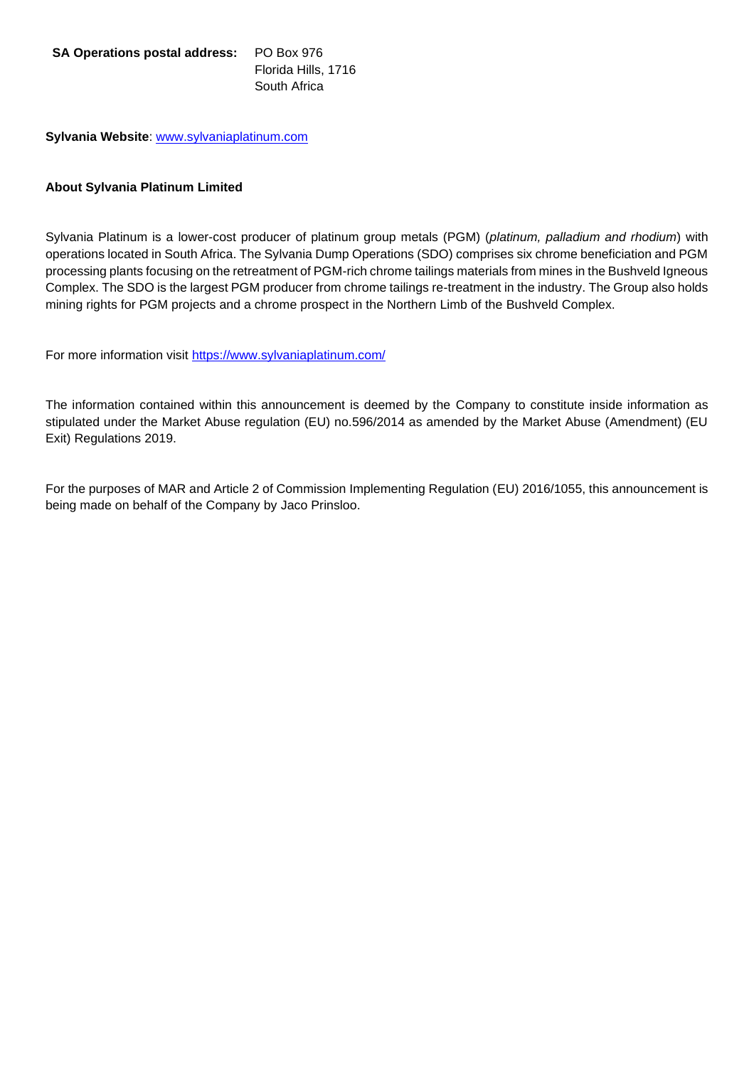**SA Operations postal address:** PO Box 976
Florida Hills, 1716
South Africa

**Sylvania Website**: [www.sylvaniaplatinum.com](http://www.sylvaniaplatinum.com)

**About Sylvania Platinum Limited**

Sylvania Platinum is a lower-cost producer of platinum group metals (PGM) (*platinum, palladium and rhodium*) with operations located in South Africa. The Sylvania Dump Operations (SDO) comprises six chrome beneficiation and PGM processing plants focusing on the retreatment of PGM-rich chrome tailings materials from mines in the Bushveld Igneous Complex. The SDO is the largest PGM producer from chrome tailings re-treatment in the industry. The Group also holds mining rights for PGM projects and a chrome prospect in the Northern Limb of the Bushveld Complex.

For more information visit [https://www.sylvaniaplatinum.com/](https://www.sylvaniaplatinum.com/)

The information contained within this announcement is deemed by the Company to constitute inside information as stipulated under the Market Abuse regulation (EU) no.596/2014 as amended by the Market Abuse (Amendment) (EU Exit) Regulations 2019.

For the purposes of MAR and Article 2 of Commission Implementing Regulation (EU) 2016/1055, this announcement is being made on behalf of the Company by Jaco Prinsloo.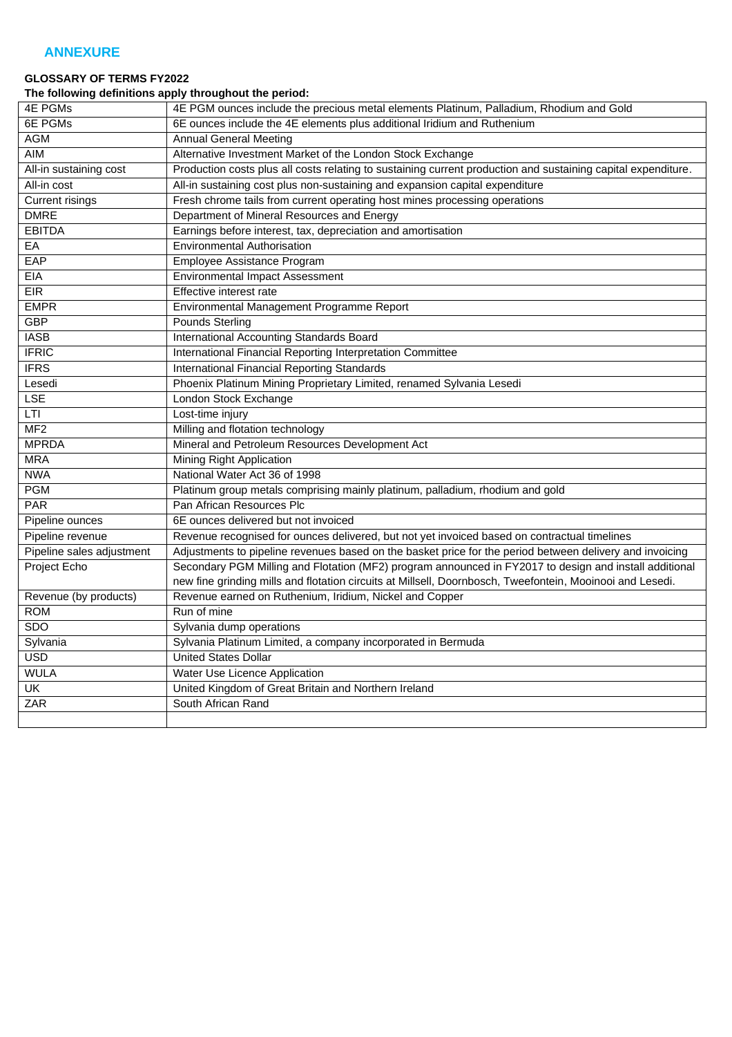## ANNEXURE

**GLOSSARY OF TERMS FY2022**

**The following definitions apply throughout the period:**

| | |
|---|---|
| 4E PGMs | 4E PGM ounces include the precious metal elements Platinum, Palladium, Rhodium and Gold |
| 6E PGMs | 6E ounces include the 4E elements plus additional Iridium and Ruthenium |
| AGM | Annual General Meeting |
| AIM | Alternative Investment Market of the London Stock Exchange |
| All-in sustaining cost | Production costs plus all costs relating to sustaining current production and sustaining capital expenditure. |
| All-in cost | All-in sustaining cost plus non-sustaining and expansion capital expenditure |
| Current risings | Fresh chrome tails from current operating host mines processing operations |
| DMRE | Department of Mineral Resources and Energy |
| EBITDA | Earnings before interest, tax, depreciation and amortisation |
| EA | Environmental Authorisation |
| EAP | Employee Assistance Program |
| EIA | Environmental Impact Assessment |
| EIR | Effective interest rate |
| EMPR | Environmental Management Programme Report |
| GBP | Pounds Sterling |
| IASB | International Accounting Standards Board |
| IFRIC | International Financial Reporting Interpretation Committee |
| IFRS | International Financial Reporting Standards |
| Lesedi | Phoenix Platinum Mining Proprietary Limited, renamed Sylvania Lesedi |
| LSE | London Stock Exchange |
| LTI | Lost-time injury |
| MF2 | Milling and flotation technology |
| MPRDA | Mineral and Petroleum Resources Development Act |
| MRA | Mining Right Application |
| NWA | National Water Act 36 of 1998 |
| PGM | Platinum group metals comprising mainly platinum, palladium, rhodium and gold |
| PAR | Pan African Resources Plc |
| Pipeline ounces | 6E ounces delivered but not invoiced |
| Pipeline revenue | Revenue recognised for ounces delivered, but not yet invoiced based on contractual timelines |
| Pipeline sales adjustment | Adjustments to pipeline revenues based on the basket price for the period between delivery and invoicing |
| Project Echo | Secondary PGM Milling and Flotation (MF2) program announced in FY2017 to design and install additional new fine grinding mills and flotation circuits at Millsell, Doornbosch, Tweefontein, Mooinooi and Lesedi. |
| Revenue (by products) | Revenue earned on Ruthenium, Iridium, Nickel and Copper |
| ROM | Run of mine |
| SDO | Sylvania dump operations |
| Sylvania | Sylvania Platinum Limited, a company incorporated in Bermuda |
| USD | United States Dollar |
| WULA | Water Use Licence Application |
| UK | United Kingdom of Great Britain and Northern Ireland |
| ZAR | South African Rand |
| | |